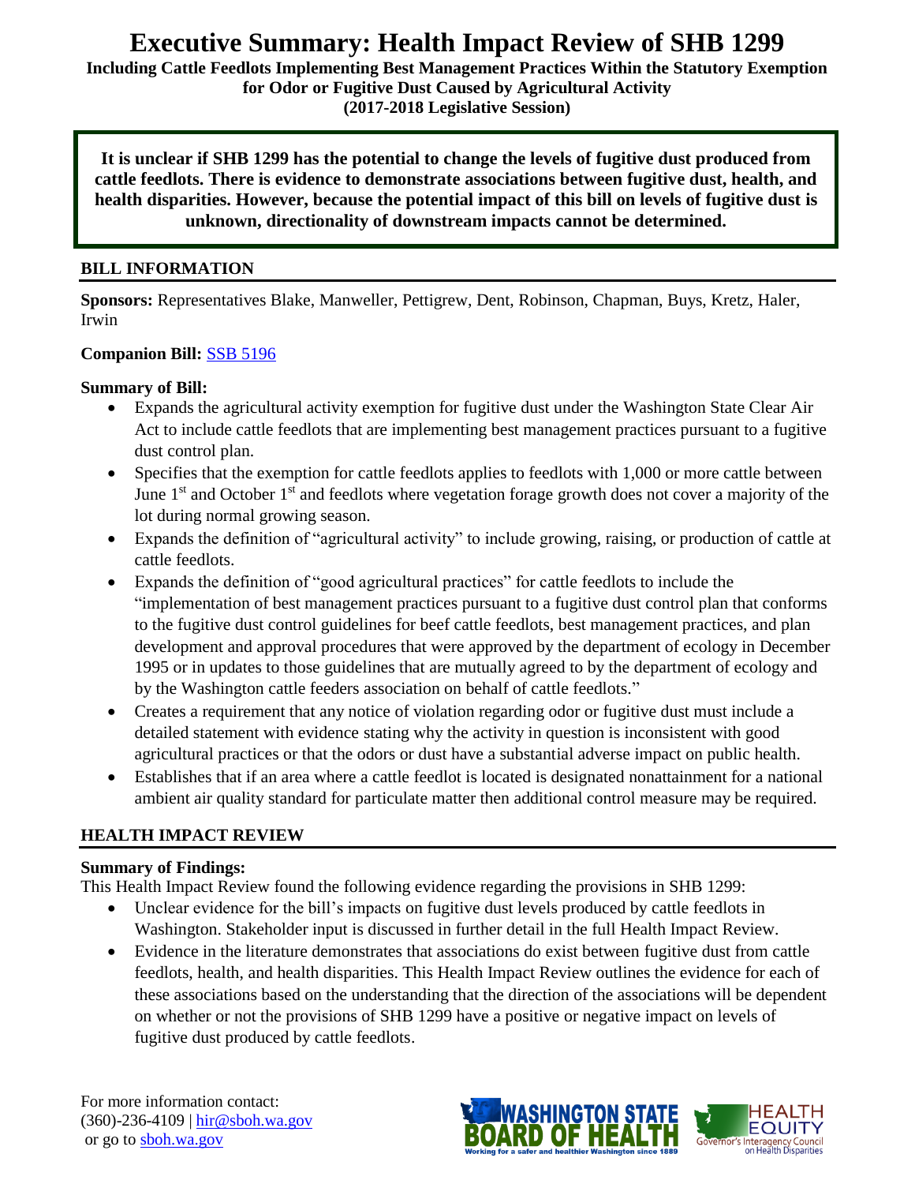# Executive Summary: Health Impact Review of SHB 1299

**Including Cattle Feedlots Implementing Best Management Practices Within the Statutory Exemption for Odor or Fugitive Dust Caused by Agricultural Activity**
**(2017-2018 Legislative Session)**

**It is unclear if SHB 1299 has the potential to change the levels of fugitive dust produced from cattle feedlots. There is evidence to demonstrate associations between fugitive dust, health, and health disparities. However, because the potential impact of this bill on levels of fugitive dust is unknown, directionality of downstream impacts cannot be determined.**

## BILL INFORMATION

**Sponsors:** Representatives Blake, Manweller, Pettigrew, Dent, Robinson, Chapman, Buys, Kretz, Haler, Irwin

**Companion Bill:** SSB 5196

**Summary of Bill:**

- Expands the agricultural activity exemption for fugitive dust under the Washington State Clear Air Act to include cattle feedlots that are implementing best management practices pursuant to a fugitive dust control plan.
- Specifies that the exemption for cattle feedlots applies to feedlots with 1,000 or more cattle between June 1st and October 1st and feedlots where vegetation forage growth does not cover a majority of the lot during normal growing season.
- Expands the definition of "agricultural activity" to include growing, raising, or production of cattle at cattle feedlots.
- Expands the definition of "good agricultural practices" for cattle feedlots to include the "implementation of best management practices pursuant to a fugitive dust control plan that conforms to the fugitive dust control guidelines for beef cattle feedlots, best management practices, and plan development and approval procedures that were approved by the department of ecology in December 1995 or in updates to those guidelines that are mutually agreed to by the department of ecology and by the Washington cattle feeders association on behalf of cattle feedlots."
- Creates a requirement that any notice of violation regarding odor or fugitive dust must include a detailed statement with evidence stating why the activity in question is inconsistent with good agricultural practices or that the odors or dust have a substantial adverse impact on public health.
- Establishes that if an area where a cattle feedlot is located is designated nonattainment for a national ambient air quality standard for particulate matter then additional control measure may be required.

## HEALTH IMPACT REVIEW

**Summary of Findings:**

This Health Impact Review found the following evidence regarding the provisions in SHB 1299:

- Unclear evidence for the bill's impacts on fugitive dust levels produced by cattle feedlots in Washington. Stakeholder input is discussed in further detail in the full Health Impact Review.
- Evidence in the literature demonstrates that associations do exist between fugitive dust from cattle feedlots, health, and health disparities. This Health Impact Review outlines the evidence for each of these associations based on the understanding that the direction of the associations will be dependent on whether or not the provisions of SHB 1299 have a positive or negative impact on levels of fugitive dust produced by cattle feedlots.

For more information contact:
(360)-236-4109 | hir@sboh.wa.gov
or go to sboh.wa.gov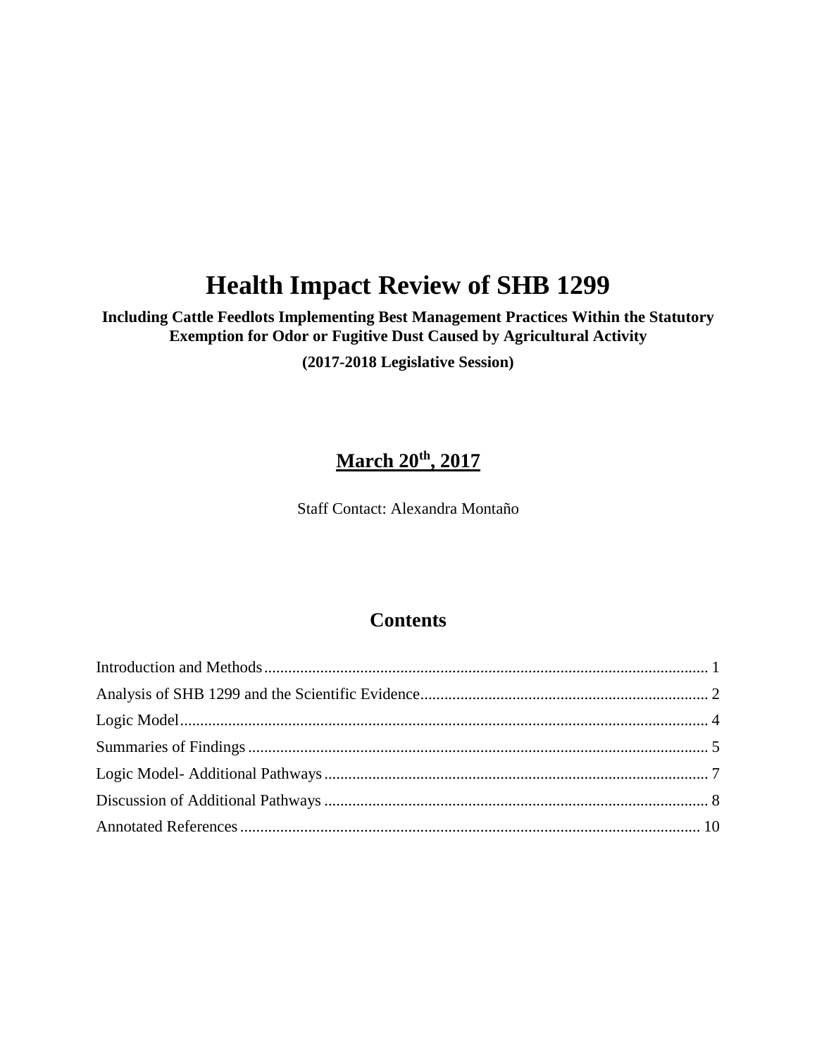# Health Impact Review of SHB 1299

**Including Cattle Feedlots Implementing Best Management Practices Within the Statutory Exemption for Odor or Fugitive Dust Caused by Agricultural Activity**

**(2017-2018 Legislative Session)**

**March 20th, 2017**

Staff Contact: Alexandra Montaño

## Contents

Introduction and Methods ... 1

Analysis of SHB 1299 and the Scientific Evidence ... 2

Logic Model ... 4

Summaries of Findings ... 5

Logic Model- Additional Pathways ... 7

Discussion of Additional Pathways ... 8

Annotated References ... 10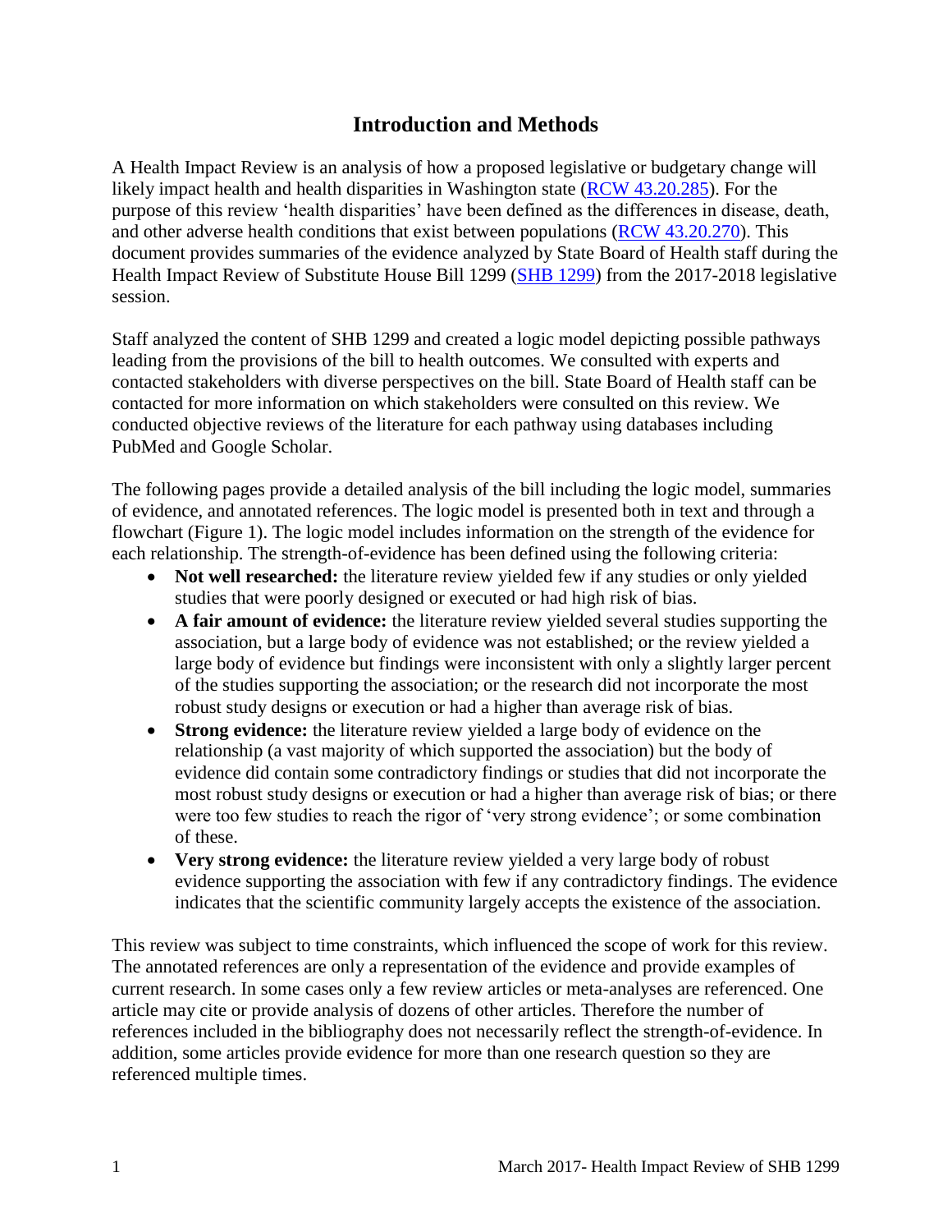# Introduction and Methods

A Health Impact Review is an analysis of how a proposed legislative or budgetary change will likely impact health and health disparities in Washington state ([RCW 43.20.285](http://app.leg.wa.gov/RCW/default.aspx?cite=43.20.285)). For the purpose of this review 'health disparities' have been defined as the differences in disease, death, and other adverse health conditions that exist between populations ([RCW 43.20.270](http://app.leg.wa.gov/RCW/default.aspx?cite=43.20.270)). This document provides summaries of the evidence analyzed by State Board of Health staff during the Health Impact Review of Substitute House Bill 1299 ([SHB 1299](http://lawfilesext.leg.wa.gov/biennium/2017-18/Pdf/Bills/House%20Bills/1299-S.pdf)) from the 2017-2018 legislative session.

Staff analyzed the content of SHB 1299 and created a logic model depicting possible pathways leading from the provisions of the bill to health outcomes. We consulted with experts and contacted stakeholders with diverse perspectives on the bill. State Board of Health staff can be contacted for more information on which stakeholders were consulted on this review. We conducted objective reviews of the literature for each pathway using databases including PubMed and Google Scholar.

The following pages provide a detailed analysis of the bill including the logic model, summaries of evidence, and annotated references. The logic model is presented both in text and through a flowchart (Figure 1). The logic model includes information on the strength of the evidence for each relationship. The strength-of-evidence has been defined using the following criteria:

- **Not well researched:** the literature review yielded few if any studies or only yielded studies that were poorly designed or executed or had high risk of bias.
- **A fair amount of evidence:** the literature review yielded several studies supporting the association, but a large body of evidence was not established; or the review yielded a large body of evidence but findings were inconsistent with only a slightly larger percent of the studies supporting the association; or the research did not incorporate the most robust study designs or execution or had a higher than average risk of bias.
- **Strong evidence:** the literature review yielded a large body of evidence on the relationship (a vast majority of which supported the association) but the body of evidence did contain some contradictory findings or studies that did not incorporate the most robust study designs or execution or had a higher than average risk of bias; or there were too few studies to reach the rigor of 'very strong evidence'; or some combination of these.
- **Very strong evidence:** the literature review yielded a very large body of robust evidence supporting the association with few if any contradictory findings. The evidence indicates that the scientific community largely accepts the existence of the association.

This review was subject to time constraints, which influenced the scope of work for this review. The annotated references are only a representation of the evidence and provide examples of current research. In some cases only a few review articles or meta-analyses are referenced. One article may cite or provide analysis of dozens of other articles. Therefore the number of references included in the bibliography does not necessarily reflect the strength-of-evidence. In addition, some articles provide evidence for more than one research question so they are referenced multiple times.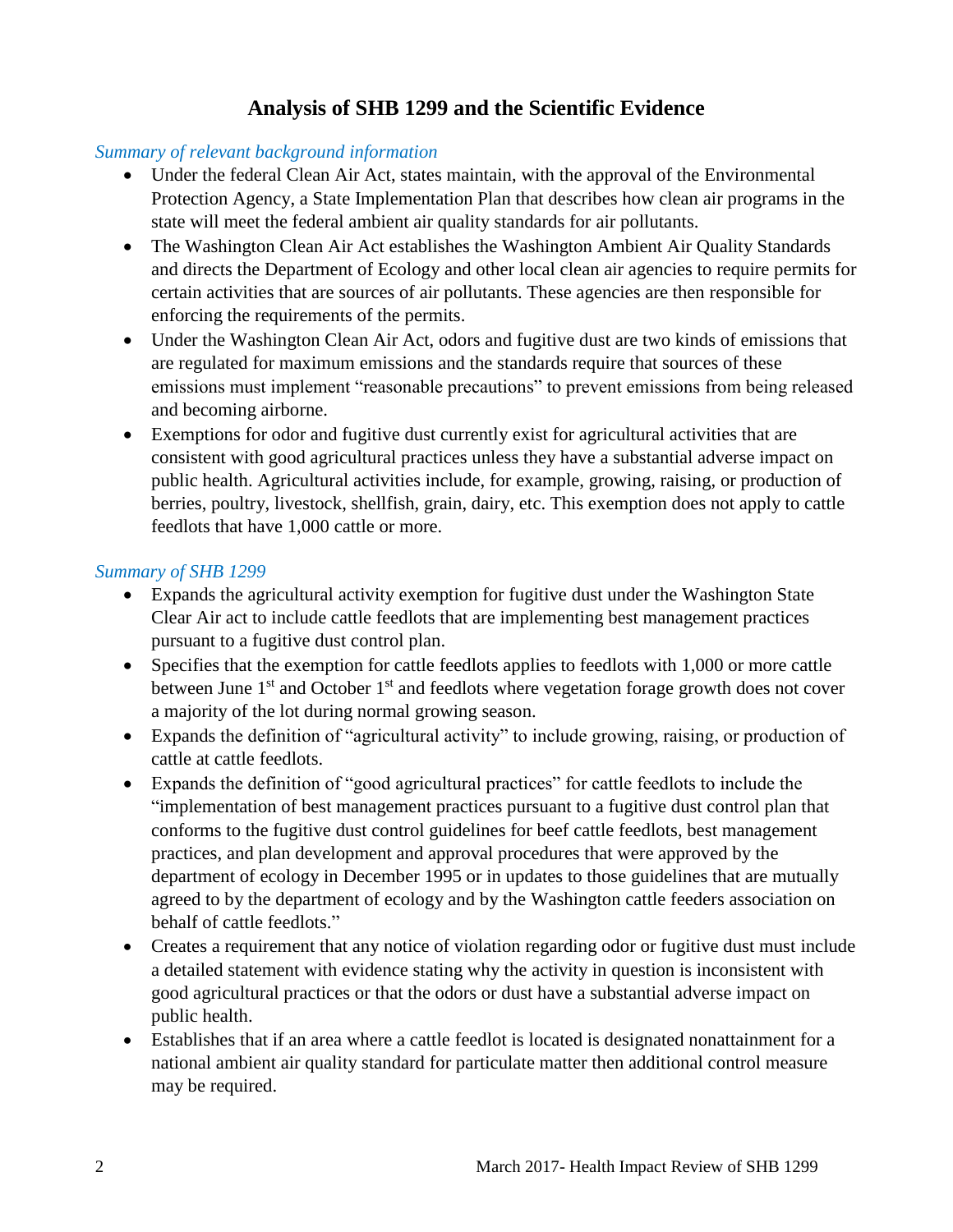# Analysis of SHB 1299 and the Scientific Evidence

*Summary of relevant background information*

- Under the federal Clean Air Act, states maintain, with the approval of the Environmental Protection Agency, a State Implementation Plan that describes how clean air programs in the state will meet the federal ambient air quality standards for air pollutants.
- The Washington Clean Air Act establishes the Washington Ambient Air Quality Standards and directs the Department of Ecology and other local clean air agencies to require permits for certain activities that are sources of air pollutants. These agencies are then responsible for enforcing the requirements of the permits.
- Under the Washington Clean Air Act, odors and fugitive dust are two kinds of emissions that are regulated for maximum emissions and the standards require that sources of these emissions must implement "reasonable precautions" to prevent emissions from being released and becoming airborne.
- Exemptions for odor and fugitive dust currently exist for agricultural activities that are consistent with good agricultural practices unless they have a substantial adverse impact on public health. Agricultural activities include, for example, growing, raising, or production of berries, poultry, livestock, shellfish, grain, dairy, etc. This exemption does not apply to cattle feedlots that have 1,000 cattle or more.

*Summary of SHB 1299*

- Expands the agricultural activity exemption for fugitive dust under the Washington State Clear Air act to include cattle feedlots that are implementing best management practices pursuant to a fugitive dust control plan.
- Specifies that the exemption for cattle feedlots applies to feedlots with 1,000 or more cattle between June 1st and October 1st and feedlots where vegetation forage growth does not cover a majority of the lot during normal growing season.
- Expands the definition of "agricultural activity" to include growing, raising, or production of cattle at cattle feedlots.
- Expands the definition of "good agricultural practices" for cattle feedlots to include the "implementation of best management practices pursuant to a fugitive dust control plan that conforms to the fugitive dust control guidelines for beef cattle feedlots, best management practices, and plan development and approval procedures that were approved by the department of ecology in December 1995 or in updates to those guidelines that are mutually agreed to by the department of ecology and by the Washington cattle feeders association on behalf of cattle feedlots."
- Creates a requirement that any notice of violation regarding odor or fugitive dust must include a detailed statement with evidence stating why the activity in question is inconsistent with good agricultural practices or that the odors or dust have a substantial adverse impact on public health.
- Establishes that if an area where a cattle feedlot is located is designated nonattainment for a national ambient air quality standard for particulate matter then additional control measure may be required.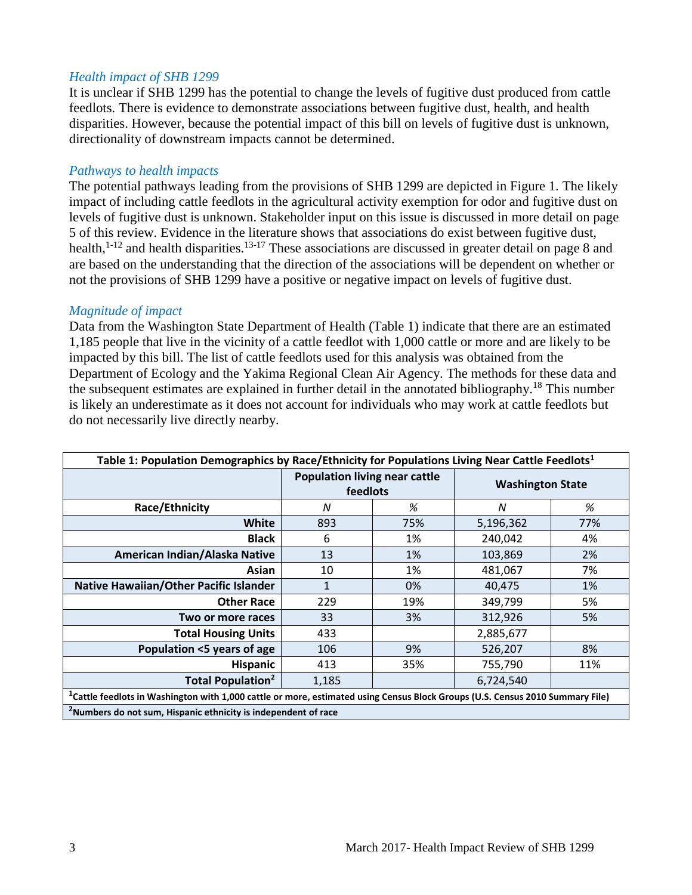### *Health impact of SHB 1299*

It is unclear if SHB 1299 has the potential to change the levels of fugitive dust produced from cattle feedlots. There is evidence to demonstrate associations between fugitive dust, health, and health disparities. However, because the potential impact of this bill on levels of fugitive dust is unknown, directionality of downstream impacts cannot be determined.

### *Pathways to health impacts*

The potential pathways leading from the provisions of SHB 1299 are depicted in Figure 1. The likely impact of including cattle feedlots in the agricultural activity exemption for odor and fugitive dust on levels of fugitive dust is unknown. Stakeholder input on this issue is discussed in more detail on page 5 of this review. Evidence in the literature shows that associations do exist between fugitive dust, health,[1-12] and health disparities.[13-17] These associations are discussed in greater detail on page 8 and are based on the understanding that the direction of the associations will be dependent on whether or not the provisions of SHB 1299 have a positive or negative impact on levels of fugitive dust.

### *Magnitude of impact*

Data from the Washington State Department of Health (Table 1) indicate that there are an estimated 1,185 people that live in the vicinity of a cattle feedlot with 1,000 cattle or more and are likely to be impacted by this bill. The list of cattle feedlots used for this analysis was obtained from the Department of Ecology and the Yakima Regional Clean Air Agency. The methods for these data and the subsequent estimates are explained in further detail in the annotated bibliography.[18] This number is likely an underestimate as it does not account for individuals who may work at cattle feedlots but do not necessarily live directly nearby.

**Table 1: Population Demographics by Race/Ethnicity for Populations Living Near Cattle Feedlots[1]**

| | Population living near cattle feedlots | | Washington State | |
|---|---|---|---|---|
| **Race/Ethnicity** | *N* | *%* | *N* | *%* |
| **White** | 893 | 75% | 5,196,362 | 77% |
| **Black** | 6 | 1% | 240,042 | 4% |
| **American Indian/Alaska Native** | 13 | 1% | 103,869 | 2% |
| **Asian** | 10 | 1% | 481,067 | 7% |
| **Native Hawaiian/Other Pacific Islander** | 1 | 0% | 40,475 | 1% |
| **Other Race** | 229 | 19% | 349,799 | 5% |
| **Two or more races** | 33 | 3% | 312,926 | 5% |
| **Total Housing Units** | 433 | | 2,885,677 | |
| **Population <5 years of age** | 106 | 9% | 526,207 | 8% |
| **Hispanic** | 413 | 35% | 755,790 | 11% |
| **Total Population[2]** | 1,185 | | 6,724,540 | |

**[1]Cattle feedlots in Washington with 1,000 cattle or more, estimated using Census Block Groups (U.S. Census 2010 Summary File)**

**[2]Numbers do not sum, Hispanic ethnicity is independent of race**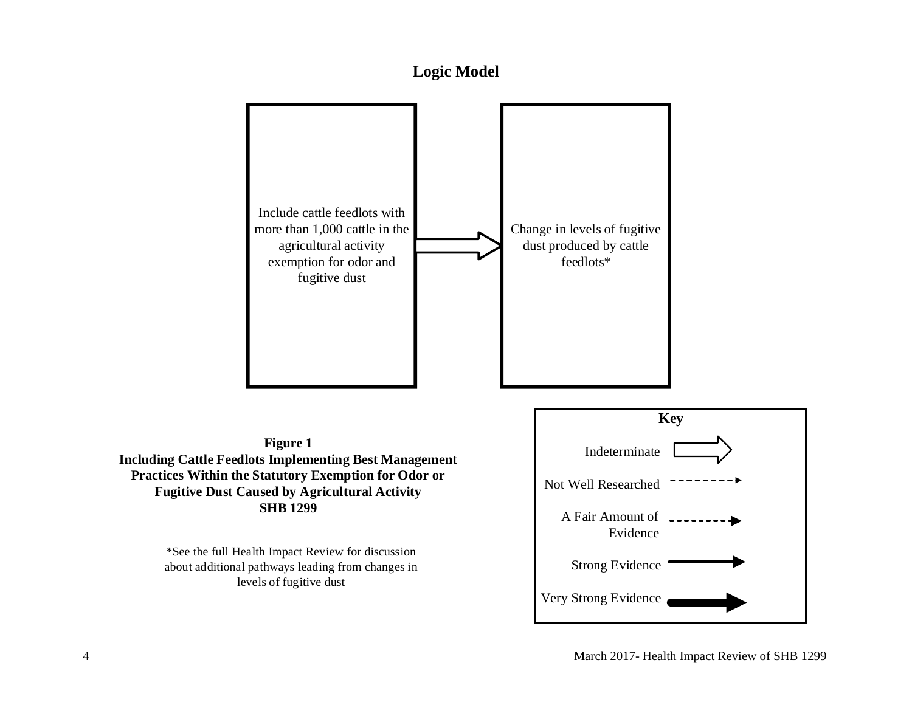## Logic Model

Include cattle feedlots with more than 1,000 cattle in the agricultural activity exemption for odor and fugitive dust

Change in levels of fugitive dust produced by cattle feedlots*

**Key**

- Indeterminate
- Not Well Researched
- A Fair Amount of Evidence
- Strong Evidence
- Very Strong Evidence

**Figure 1**
**Including Cattle Feedlots Implementing Best Management Practices Within the Statutory Exemption for Odor or Fugitive Dust Caused by Agricultural Activity**
**SHB 1299**

*See the full Health Impact Review for discussion about additional pathways leading from changes in levels of fugitive dust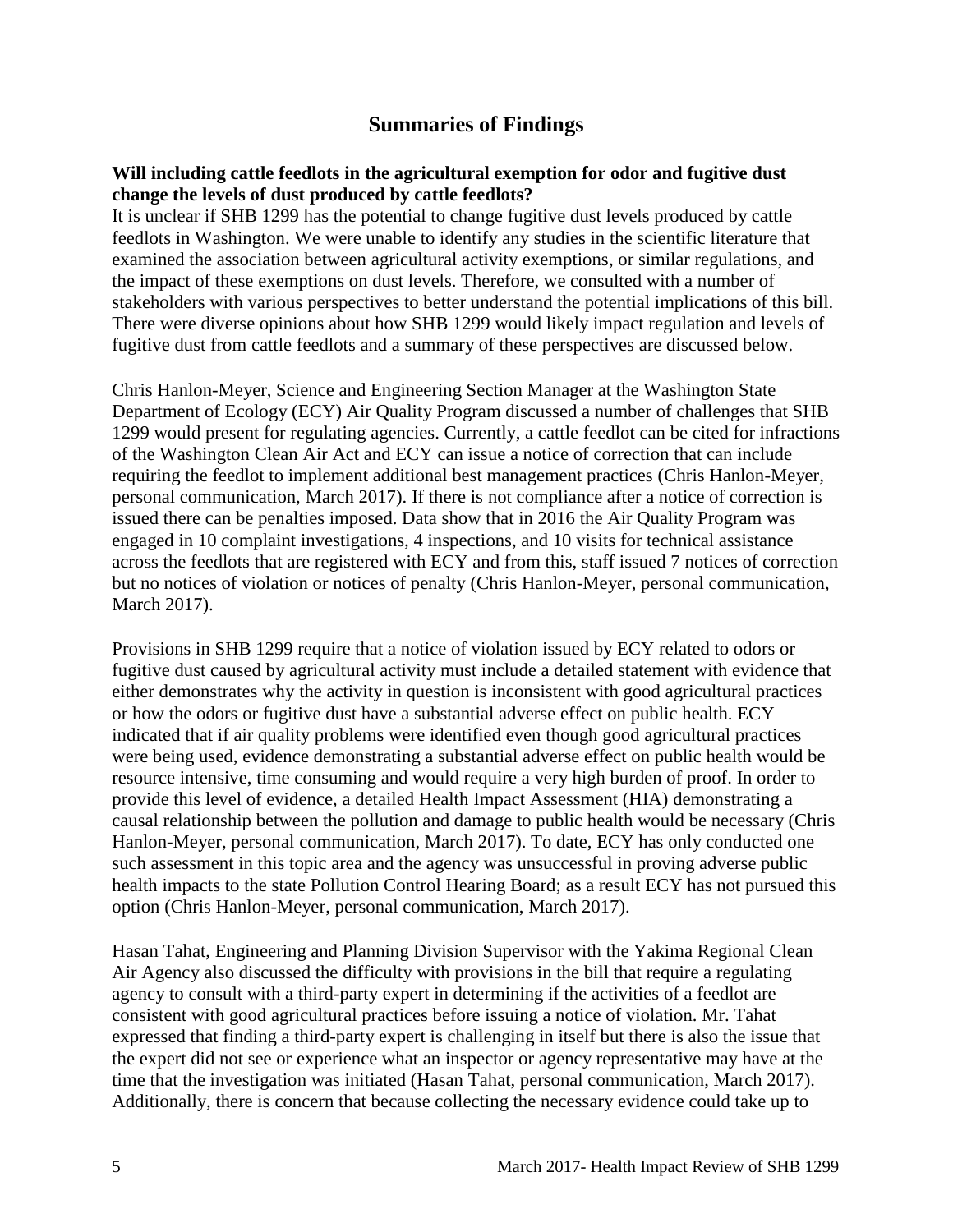## Summaries of Findings

**Will including cattle feedlots in the agricultural exemption for odor and fugitive dust change the levels of dust produced by cattle feedlots?**

It is unclear if SHB 1299 has the potential to change fugitive dust levels produced by cattle feedlots in Washington. We were unable to identify any studies in the scientific literature that examined the association between agricultural activity exemptions, or similar regulations, and the impact of these exemptions on dust levels. Therefore, we consulted with a number of stakeholders with various perspectives to better understand the potential implications of this bill. There were diverse opinions about how SHB 1299 would likely impact regulation and levels of fugitive dust from cattle feedlots and a summary of these perspectives are discussed below.

Chris Hanlon-Meyer, Science and Engineering Section Manager at the Washington State Department of Ecology (ECY) Air Quality Program discussed a number of challenges that SHB 1299 would present for regulating agencies. Currently, a cattle feedlot can be cited for infractions of the Washington Clean Air Act and ECY can issue a notice of correction that can include requiring the feedlot to implement additional best management practices (Chris Hanlon-Meyer, personal communication, March 2017). If there is not compliance after a notice of correction is issued there can be penalties imposed. Data show that in 2016 the Air Quality Program was engaged in 10 complaint investigations, 4 inspections, and 10 visits for technical assistance across the feedlots that are registered with ECY and from this, staff issued 7 notices of correction but no notices of violation or notices of penalty (Chris Hanlon-Meyer, personal communication, March 2017).

Provisions in SHB 1299 require that a notice of violation issued by ECY related to odors or fugitive dust caused by agricultural activity must include a detailed statement with evidence that either demonstrates why the activity in question is inconsistent with good agricultural practices or how the odors or fugitive dust have a substantial adverse effect on public health. ECY indicated that if air quality problems were identified even though good agricultural practices were being used, evidence demonstrating a substantial adverse effect on public health would be resource intensive, time consuming and would require a very high burden of proof. In order to provide this level of evidence, a detailed Health Impact Assessment (HIA) demonstrating a causal relationship between the pollution and damage to public health would be necessary (Chris Hanlon-Meyer, personal communication, March 2017). To date, ECY has only conducted one such assessment in this topic area and the agency was unsuccessful in proving adverse public health impacts to the state Pollution Control Hearing Board; as a result ECY has not pursued this option (Chris Hanlon-Meyer, personal communication, March 2017).

Hasan Tahat, Engineering and Planning Division Supervisor with the Yakima Regional Clean Air Agency also discussed the difficulty with provisions in the bill that require a regulating agency to consult with a third-party expert in determining if the activities of a feedlot are consistent with good agricultural practices before issuing a notice of violation. Mr. Tahat expressed that finding a third-party expert is challenging in itself but there is also the issue that the expert did not see or experience what an inspector or agency representative may have at the time that the investigation was initiated (Hasan Tahat, personal communication, March 2017). Additionally, there is concern that because collecting the necessary evidence could take up to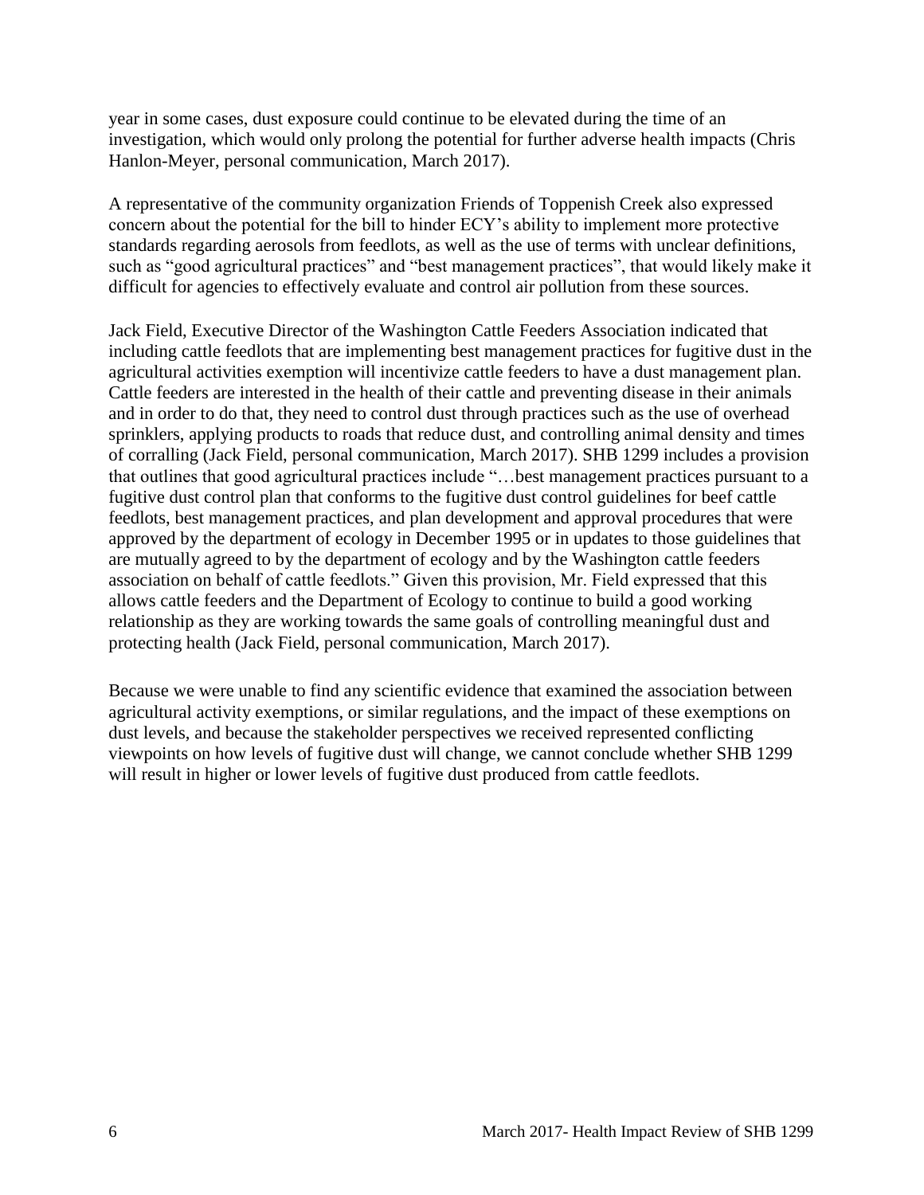year in some cases, dust exposure could continue to be elevated during the time of an investigation, which would only prolong the potential for further adverse health impacts (Chris Hanlon-Meyer, personal communication, March 2017).

A representative of the community organization Friends of Toppenish Creek also expressed concern about the potential for the bill to hinder ECY's ability to implement more protective standards regarding aerosols from feedlots, as well as the use of terms with unclear definitions, such as "good agricultural practices" and "best management practices", that would likely make it difficult for agencies to effectively evaluate and control air pollution from these sources.

Jack Field, Executive Director of the Washington Cattle Feeders Association indicated that including cattle feedlots that are implementing best management practices for fugitive dust in the agricultural activities exemption will incentivize cattle feeders to have a dust management plan. Cattle feeders are interested in the health of their cattle and preventing disease in their animals and in order to do that, they need to control dust through practices such as the use of overhead sprinklers, applying products to roads that reduce dust, and controlling animal density and times of corralling (Jack Field, personal communication, March 2017). SHB 1299 includes a provision that outlines that good agricultural practices include "…best management practices pursuant to a fugitive dust control plan that conforms to the fugitive dust control guidelines for beef cattle feedlots, best management practices, and plan development and approval procedures that were approved by the department of ecology in December 1995 or in updates to those guidelines that are mutually agreed to by the department of ecology and by the Washington cattle feeders association on behalf of cattle feedlots." Given this provision, Mr. Field expressed that this allows cattle feeders and the Department of Ecology to continue to build a good working relationship as they are working towards the same goals of controlling meaningful dust and protecting health (Jack Field, personal communication, March 2017).

Because we were unable to find any scientific evidence that examined the association between agricultural activity exemptions, or similar regulations, and the impact of these exemptions on dust levels, and because the stakeholder perspectives we received represented conflicting viewpoints on how levels of fugitive dust will change, we cannot conclude whether SHB 1299 will result in higher or lower levels of fugitive dust produced from cattle feedlots.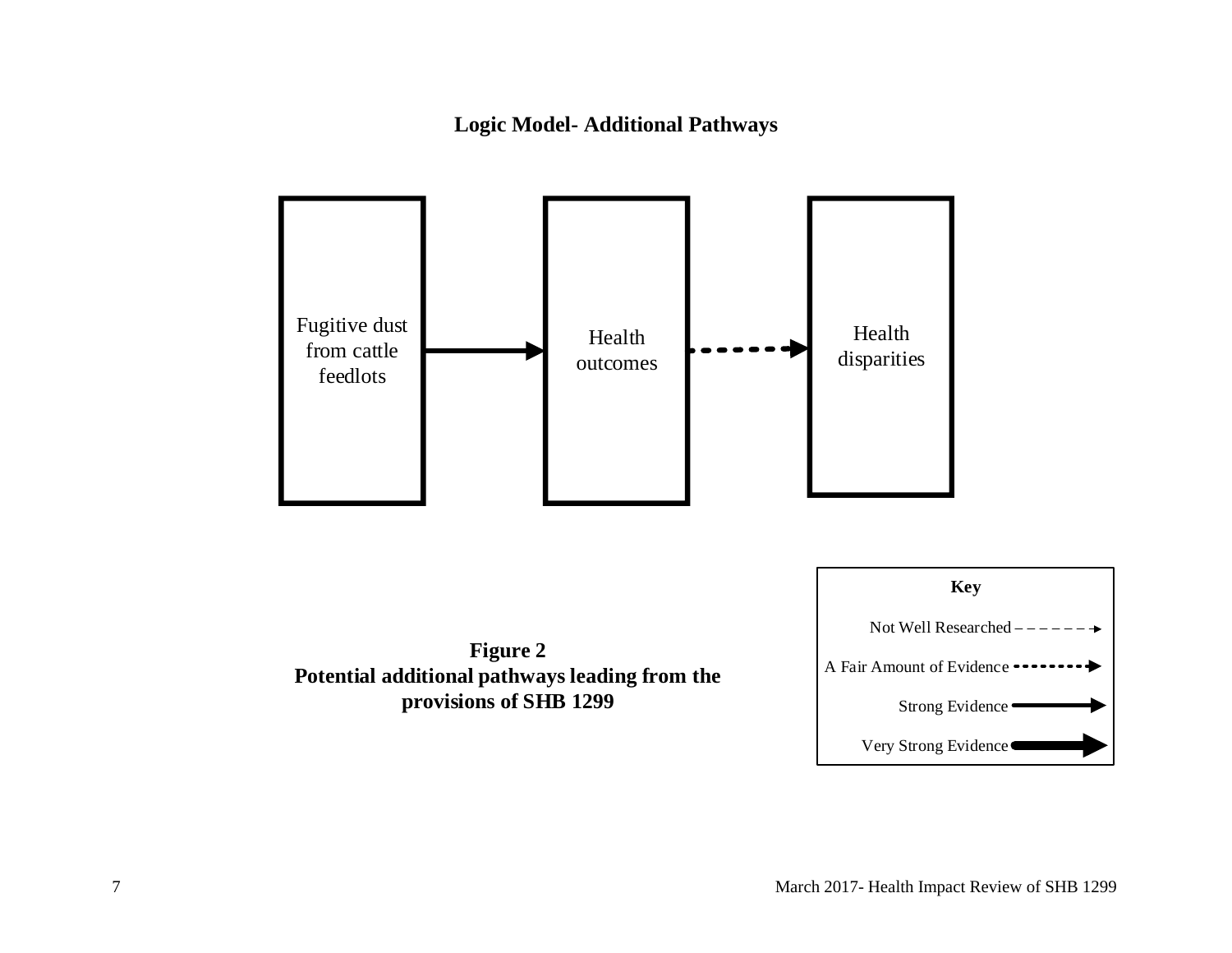**Logic Model- Additional Pathways**

Fugitive dust from cattle feedlots → Health outcomes - - - → Health disparities

**Key**

Not Well Researched

A Fair Amount of Evidence

Strong Evidence

Very Strong Evidence

**Figure 2**
**Potential additional pathways leading from the provisions of SHB 1299**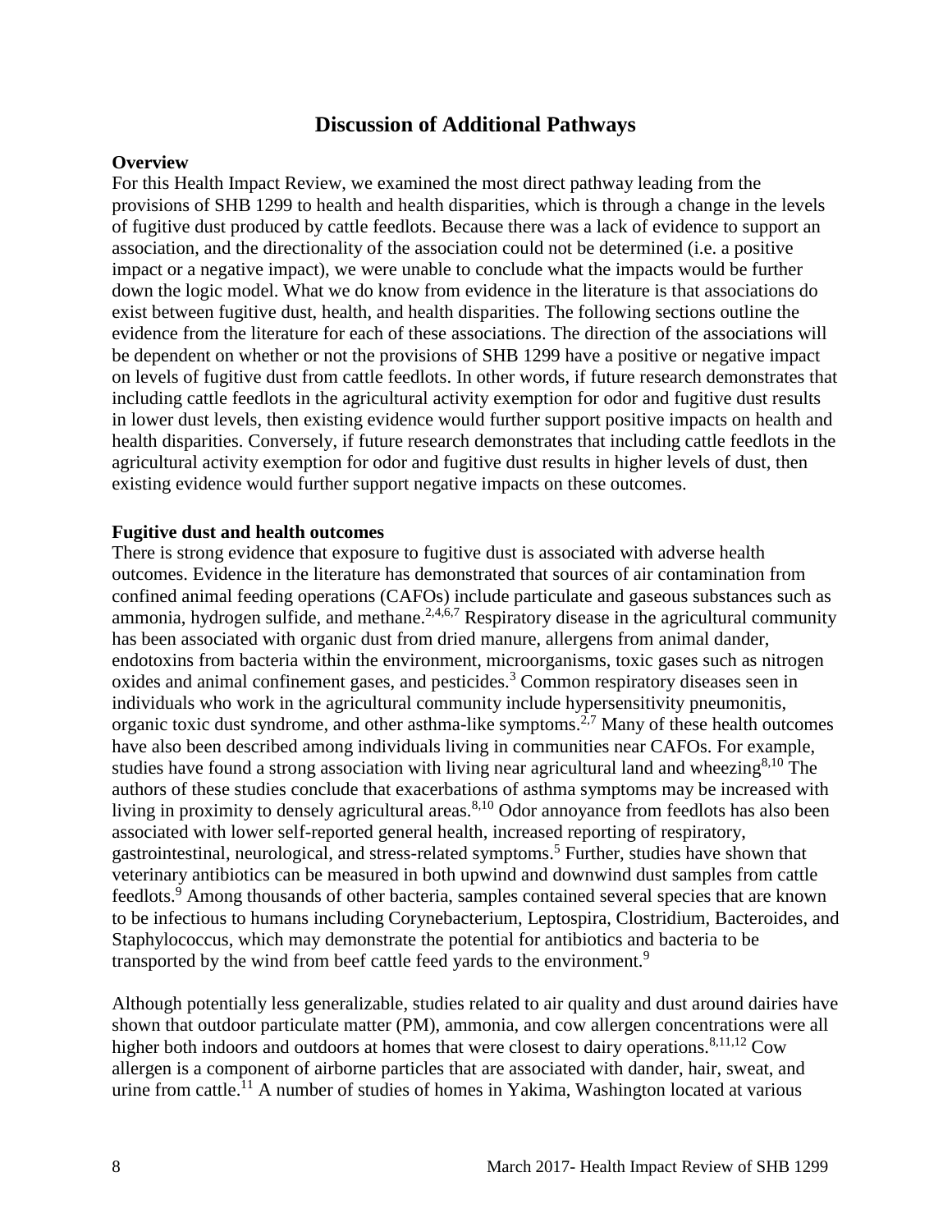## Discussion of Additional Pathways

### Overview

For this Health Impact Review, we examined the most direct pathway leading from the provisions of SHB 1299 to health and health disparities, which is through a change in the levels of fugitive dust produced by cattle feedlots. Because there was a lack of evidence to support an association, and the directionality of the association could not be determined (i.e. a positive impact or a negative impact), we were unable to conclude what the impacts would be further down the logic model. What we do know from evidence in the literature is that associations do exist between fugitive dust, health, and health disparities. The following sections outline the evidence from the literature for each of these associations. The direction of the associations will be dependent on whether or not the provisions of SHB 1299 have a positive or negative impact on levels of fugitive dust from cattle feedlots. In other words, if future research demonstrates that including cattle feedlots in the agricultural activity exemption for odor and fugitive dust results in lower dust levels, then existing evidence would further support positive impacts on health and health disparities. Conversely, if future research demonstrates that including cattle feedlots in the agricultural activity exemption for odor and fugitive dust results in higher levels of dust, then existing evidence would further support negative impacts on these outcomes.

### Fugitive dust and health outcomes

There is strong evidence that exposure to fugitive dust is associated with adverse health outcomes. Evidence in the literature has demonstrated that sources of air contamination from confined animal feeding operations (CAFOs) include particulate and gaseous substances such as ammonia, hydrogen sulfide, and methane.[2,4,6,7] Respiratory disease in the agricultural community has been associated with organic dust from dried manure, allergens from animal dander, endotoxins from bacteria within the environment, microorganisms, toxic gases such as nitrogen oxides and animal confinement gases, and pesticides.[3] Common respiratory diseases seen in individuals who work in the agricultural community include hypersensitivity pneumonitis, organic toxic dust syndrome, and other asthma-like symptoms.[2,7] Many of these health outcomes have also been described among individuals living in communities near CAFOs. For example, studies have found a strong association with living near agricultural land and wheezing[8,10] The authors of these studies conclude that exacerbations of asthma symptoms may be increased with living in proximity to densely agricultural areas.[8,10] Odor annoyance from feedlots has also been associated with lower self-reported general health, increased reporting of respiratory, gastrointestinal, neurological, and stress-related symptoms.[5] Further, studies have shown that veterinary antibiotics can be measured in both upwind and downwind dust samples from cattle feedlots.[9] Among thousands of other bacteria, samples contained several species that are known to be infectious to humans including Corynebacterium, Leptospira, Clostridium, Bacteroides, and Staphylococcus, which may demonstrate the potential for antibiotics and bacteria to be transported by the wind from beef cattle feed yards to the environment.[9]

Although potentially less generalizable, studies related to air quality and dust around dairies have shown that outdoor particulate matter (PM), ammonia, and cow allergen concentrations were all higher both indoors and outdoors at homes that were closest to dairy operations.[8,11,12] Cow allergen is a component of airborne particles that are associated with dander, hair, sweat, and urine from cattle.[11] A number of studies of homes in Yakima, Washington located at various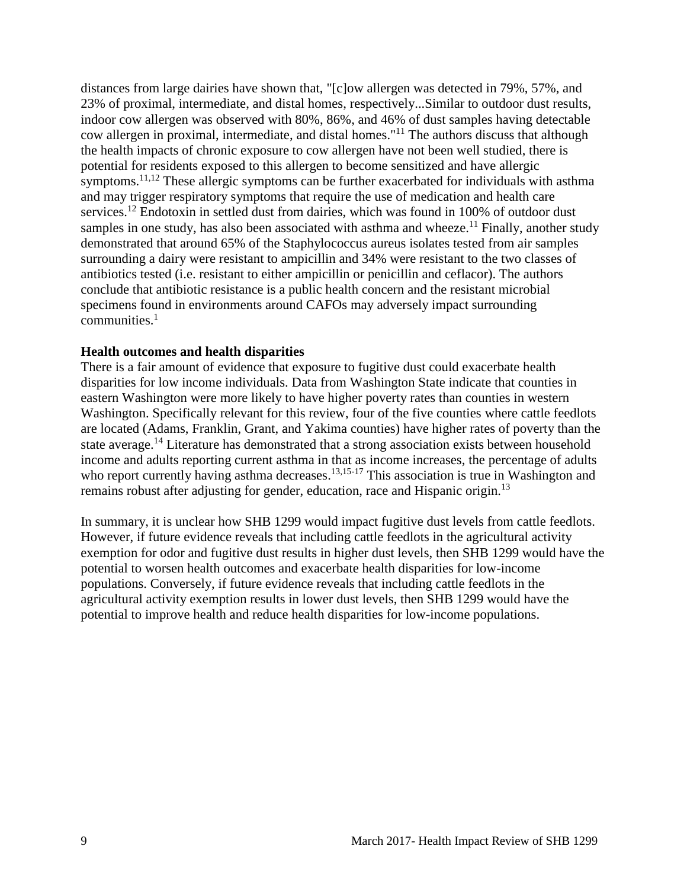distances from large dairies have shown that, "[c]ow allergen was detected in 79%, 57%, and 23% of proximal, intermediate, and distal homes, respectively...Similar to outdoor dust results, indoor cow allergen was observed with 80%, 86%, and 46% of dust samples having detectable cow allergen in proximal, intermediate, and distal homes."[11] The authors discuss that although the health impacts of chronic exposure to cow allergen have not been well studied, there is potential for residents exposed to this allergen to become sensitized and have allergic symptoms.[11,12] These allergic symptoms can be further exacerbated for individuals with asthma and may trigger respiratory symptoms that require the use of medication and health care services.[12] Endotoxin in settled dust from dairies, which was found in 100% of outdoor dust samples in one study, has also been associated with asthma and wheeze.[11] Finally, another study demonstrated that around 65% of the Staphylococcus aureus isolates tested from air samples surrounding a dairy were resistant to ampicillin and 34% were resistant to the two classes of antibiotics tested (i.e. resistant to either ampicillin or penicillin and ceflacor). The authors conclude that antibiotic resistance is a public health concern and the resistant microbial specimens found in environments around CAFOs may adversely impact surrounding communities.[1]

**Health outcomes and health disparities**

There is a fair amount of evidence that exposure to fugitive dust could exacerbate health disparities for low income individuals. Data from Washington State indicate that counties in eastern Washington were more likely to have higher poverty rates than counties in western Washington. Specifically relevant for this review, four of the five counties where cattle feedlots are located (Adams, Franklin, Grant, and Yakima counties) have higher rates of poverty than the state average.[14] Literature has demonstrated that a strong association exists between household income and adults reporting current asthma in that as income increases, the percentage of adults who report currently having asthma decreases.[13,15-17] This association is true in Washington and remains robust after adjusting for gender, education, race and Hispanic origin.[13]

In summary, it is unclear how SHB 1299 would impact fugitive dust levels from cattle feedlots. However, if future evidence reveals that including cattle feedlots in the agricultural activity exemption for odor and fugitive dust results in higher dust levels, then SHB 1299 would have the potential to worsen health outcomes and exacerbate health disparities for low-income populations. Conversely, if future evidence reveals that including cattle feedlots in the agricultural activity exemption results in lower dust levels, then SHB 1299 would have the potential to improve health and reduce health disparities for low-income populations.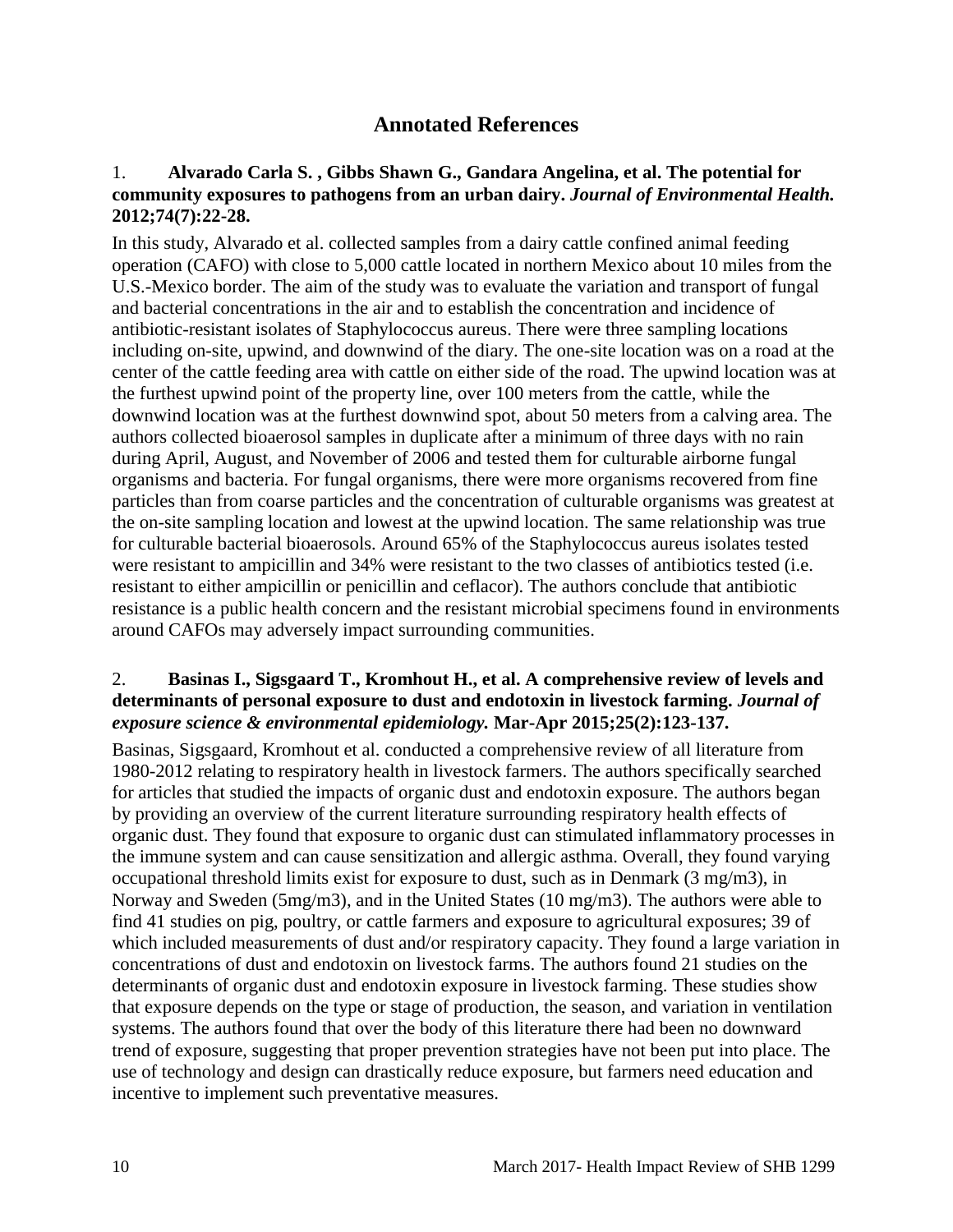## Annotated References

1. **Alvarado Carla S. , Gibbs Shawn G., Gandara Angelina, et al. The potential for community exposures to pathogens from an urban dairy.** ***Journal of Environmental Health.*** **2012;74(7):22-28.**

In this study, Alvarado et al. collected samples from a dairy cattle confined animal feeding operation (CAFO) with close to 5,000 cattle located in northern Mexico about 10 miles from the U.S.-Mexico border. The aim of the study was to evaluate the variation and transport of fungal and bacterial concentrations in the air and to establish the concentration and incidence of antibiotic-resistant isolates of Staphylococcus aureus. There were three sampling locations including on-site, upwind, and downwind of the diary. The one-site location was on a road at the center of the cattle feeding area with cattle on either side of the road. The upwind location was at the furthest upwind point of the property line, over 100 meters from the cattle, while the downwind location was at the furthest downwind spot, about 50 meters from a calving area. The authors collected bioaerosol samples in duplicate after a minimum of three days with no rain during April, August, and November of 2006 and tested them for culturable airborne fungal organisms and bacteria. For fungal organisms, there were more organisms recovered from fine particles than from coarse particles and the concentration of culturable organisms was greatest at the on-site sampling location and lowest at the upwind location. The same relationship was true for culturable bacterial bioaerosols. Around 65% of the Staphylococcus aureus isolates tested were resistant to ampicillin and 34% were resistant to the two classes of antibiotics tested (i.e. resistant to either ampicillin or penicillin and ceflacor). The authors conclude that antibiotic resistance is a public health concern and the resistant microbial specimens found in environments around CAFOs may adversely impact surrounding communities.

2. **Basinas I., Sigsgaard T., Kromhout H., et al. A comprehensive review of levels and determinants of personal exposure to dust and endotoxin in livestock farming.** ***Journal of exposure science & environmental epidemiology.*** **Mar-Apr 2015;25(2):123-137.**

Basinas, Sigsgaard, Kromhout et al. conducted a comprehensive review of all literature from 1980-2012 relating to respiratory health in livestock farmers. The authors specifically searched for articles that studied the impacts of organic dust and endotoxin exposure. The authors began by providing an overview of the current literature surrounding respiratory health effects of organic dust. They found that exposure to organic dust can stimulated inflammatory processes in the immune system and can cause sensitization and allergic asthma. Overall, they found varying occupational threshold limits exist for exposure to dust, such as in Denmark (3 mg/m3), in Norway and Sweden (5mg/m3), and in the United States (10 mg/m3). The authors were able to find 41 studies on pig, poultry, or cattle farmers and exposure to agricultural exposures; 39 of which included measurements of dust and/or respiratory capacity. They found a large variation in concentrations of dust and endotoxin on livestock farms. The authors found 21 studies on the determinants of organic dust and endotoxin exposure in livestock farming. These studies show that exposure depends on the type or stage of production, the season, and variation in ventilation systems. The authors found that over the body of this literature there had been no downward trend of exposure, suggesting that proper prevention strategies have not been put into place. The use of technology and design can drastically reduce exposure, but farmers need education and incentive to implement such preventative measures.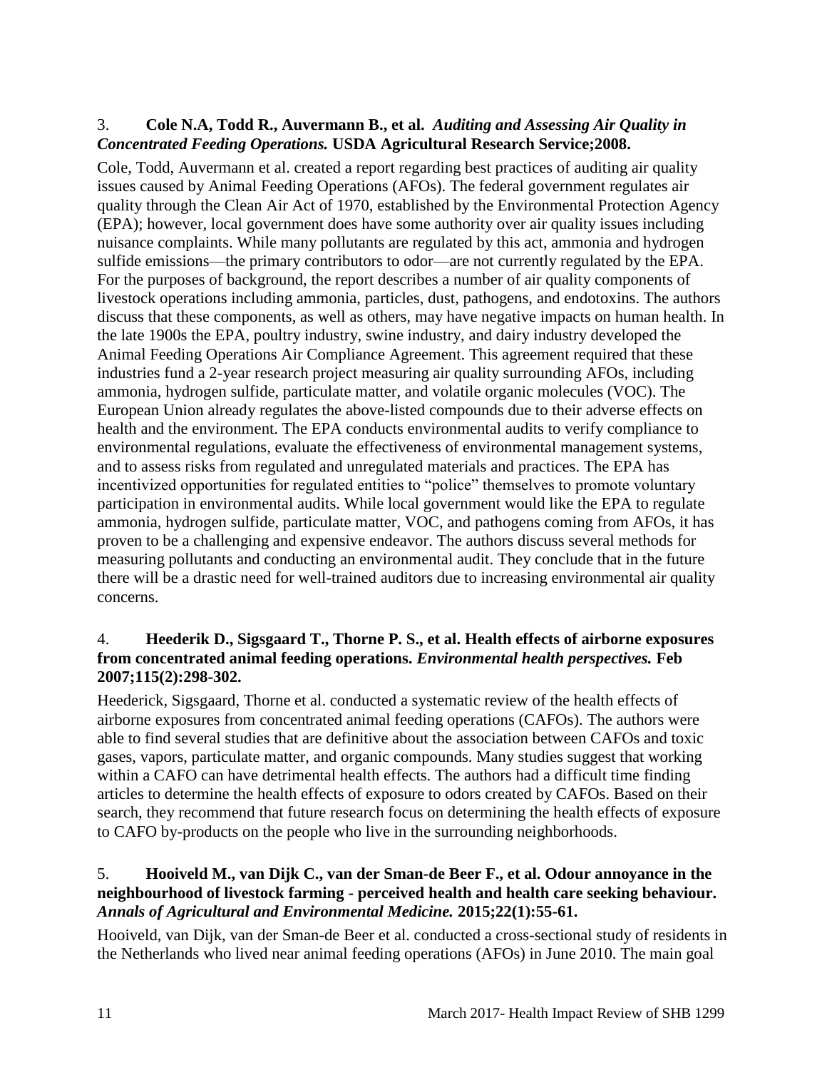3. **Cole N.A, Todd R., Auvermann B., et al.** ***Auditing and Assessing Air Quality in Concentrated Feeding Operations.*** **USDA Agricultural Research Service;2008.**

Cole, Todd, Auvermann et al. created a report regarding best practices of auditing air quality issues caused by Animal Feeding Operations (AFOs). The federal government regulates air quality through the Clean Air Act of 1970, established by the Environmental Protection Agency (EPA); however, local government does have some authority over air quality issues including nuisance complaints. While many pollutants are regulated by this act, ammonia and hydrogen sulfide emissions—the primary contributors to odor—are not currently regulated by the EPA. For the purposes of background, the report describes a number of air quality components of livestock operations including ammonia, particles, dust, pathogens, and endotoxins. The authors discuss that these components, as well as others, may have negative impacts on human health. In the late 1900s the EPA, poultry industry, swine industry, and dairy industry developed the Animal Feeding Operations Air Compliance Agreement. This agreement required that these industries fund a 2-year research project measuring air quality surrounding AFOs, including ammonia, hydrogen sulfide, particulate matter, and volatile organic molecules (VOC). The European Union already regulates the above-listed compounds due to their adverse effects on health and the environment. The EPA conducts environmental audits to verify compliance to environmental regulations, evaluate the effectiveness of environmental management systems, and to assess risks from regulated and unregulated materials and practices. The EPA has incentivized opportunities for regulated entities to "police" themselves to promote voluntary participation in environmental audits. While local government would like the EPA to regulate ammonia, hydrogen sulfide, particulate matter, VOC, and pathogens coming from AFOs, it has proven to be a challenging and expensive endeavor. The authors discuss several methods for measuring pollutants and conducting an environmental audit. They conclude that in the future there will be a drastic need for well-trained auditors due to increasing environmental air quality concerns.

4. **Heederik D., Sigsgaard T., Thorne P. S., et al. Health effects of airborne exposures from concentrated animal feeding operations.** ***Environmental health perspectives.*** **Feb 2007;115(2):298-302.**

Heederick, Sigsgaard, Thorne et al. conducted a systematic review of the health effects of airborne exposures from concentrated animal feeding operations (CAFOs). The authors were able to find several studies that are definitive about the association between CAFOs and toxic gases, vapors, particulate matter, and organic compounds. Many studies suggest that working within a CAFO can have detrimental health effects. The authors had a difficult time finding articles to determine the health effects of exposure to odors created by CAFOs. Based on their search, they recommend that future research focus on determining the health effects of exposure to CAFO by-products on the people who live in the surrounding neighborhoods.

5. **Hooiveld M., van Dijk C., van der Sman-de Beer F., et al. Odour annoyance in the neighbourhood of livestock farming - perceived health and health care seeking behaviour.** ***Annals of Agricultural and Environmental Medicine.*** **2015;22(1):55-61.**

Hooiveld, van Dijk, van der Sman-de Beer et al. conducted a cross-sectional study of residents in the Netherlands who lived near animal feeding operations (AFOs) in June 2010. The main goal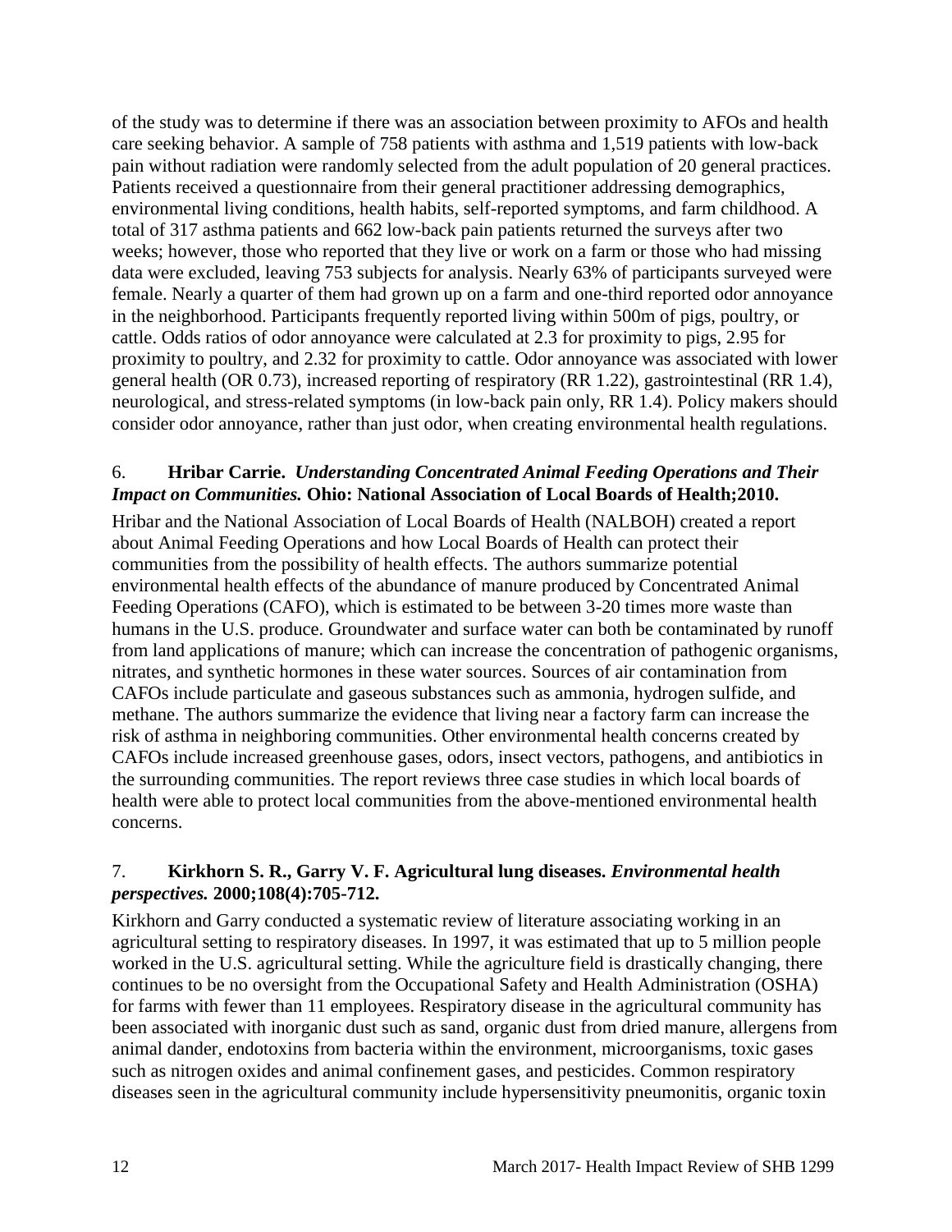of the study was to determine if there was an association between proximity to AFOs and health care seeking behavior. A sample of 758 patients with asthma and 1,519 patients with low-back pain without radiation were randomly selected from the adult population of 20 general practices. Patients received a questionnaire from their general practitioner addressing demographics, environmental living conditions, health habits, self-reported symptoms, and farm childhood. A total of 317 asthma patients and 662 low-back pain patients returned the surveys after two weeks; however, those who reported that they live or work on a farm or those who had missing data were excluded, leaving 753 subjects for analysis. Nearly 63% of participants surveyed were female. Nearly a quarter of them had grown up on a farm and one-third reported odor annoyance in the neighborhood. Participants frequently reported living within 500m of pigs, poultry, or cattle. Odds ratios of odor annoyance were calculated at 2.3 for proximity to pigs, 2.95 for proximity to poultry, and 2.32 for proximity to cattle. Odor annoyance was associated with lower general health (OR 0.73), increased reporting of respiratory (RR 1.22), gastrointestinal (RR 1.4), neurological, and stress-related symptoms (in low-back pain only, RR 1.4). Policy makers should consider odor annoyance, rather than just odor, when creating environmental health regulations.

6. **Hribar Carrie.** ***Understanding Concentrated Animal Feeding Operations and Their Impact on Communities.*** **Ohio: National Association of Local Boards of Health;2010.**

Hribar and the National Association of Local Boards of Health (NALBOH) created a report about Animal Feeding Operations and how Local Boards of Health can protect their communities from the possibility of health effects. The authors summarize potential environmental health effects of the abundance of manure produced by Concentrated Animal Feeding Operations (CAFO), which is estimated to be between 3-20 times more waste than humans in the U.S. produce. Groundwater and surface water can both be contaminated by runoff from land applications of manure; which can increase the concentration of pathogenic organisms, nitrates, and synthetic hormones in these water sources. Sources of air contamination from CAFOs include particulate and gaseous substances such as ammonia, hydrogen sulfide, and methane. The authors summarize the evidence that living near a factory farm can increase the risk of asthma in neighboring communities. Other environmental health concerns created by CAFOs include increased greenhouse gases, odors, insect vectors, pathogens, and antibiotics in the surrounding communities. The report reviews three case studies in which local boards of health were able to protect local communities from the above-mentioned environmental health concerns.

7. **Kirkhorn S. R., Garry V. F. Agricultural lung diseases.** ***Environmental health perspectives.*** **2000;108(4):705-712.**

Kirkhorn and Garry conducted a systematic review of literature associating working in an agricultural setting to respiratory diseases. In 1997, it was estimated that up to 5 million people worked in the U.S. agricultural setting. While the agriculture field is drastically changing, there continues to be no oversight from the Occupational Safety and Health Administration (OSHA) for farms with fewer than 11 employees. Respiratory disease in the agricultural community has been associated with inorganic dust such as sand, organic dust from dried manure, allergens from animal dander, endotoxins from bacteria within the environment, microorganisms, toxic gases such as nitrogen oxides and animal confinement gases, and pesticides. Common respiratory diseases seen in the agricultural community include hypersensitivity pneumonitis, organic toxin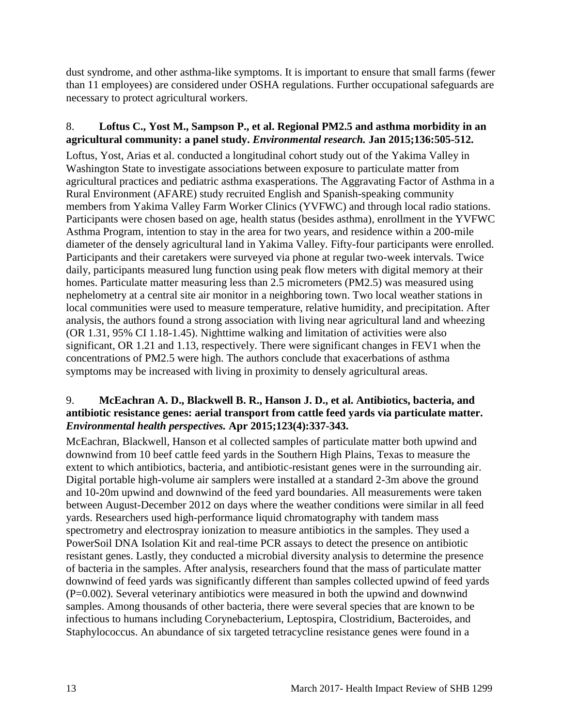dust syndrome, and other asthma-like symptoms. It is important to ensure that small farms (fewer than 11 employees) are considered under OSHA regulations. Further occupational safeguards are necessary to protect agricultural workers.

8. **Loftus C., Yost M., Sampson P., et al. Regional PM2.5 and asthma morbidity in an agricultural community: a panel study.** ***Environmental research.*** **Jan 2015;136:505-512.**

Loftus, Yost, Arias et al. conducted a longitudinal cohort study out of the Yakima Valley in Washington State to investigate associations between exposure to particulate matter from agricultural practices and pediatric asthma exasperations. The Aggravating Factor of Asthma in a Rural Environment (AFARE) study recruited English and Spanish-speaking community members from Yakima Valley Farm Worker Clinics (YVFWC) and through local radio stations. Participants were chosen based on age, health status (besides asthma), enrollment in the YVFWC Asthma Program, intention to stay in the area for two years, and residence within a 200-mile diameter of the densely agricultural land in Yakima Valley. Fifty-four participants were enrolled. Participants and their caretakers were surveyed via phone at regular two-week intervals. Twice daily, participants measured lung function using peak flow meters with digital memory at their homes. Particulate matter measuring less than 2.5 micrometers (PM2.5) was measured using nephelometry at a central site air monitor in a neighboring town. Two local weather stations in local communities were used to measure temperature, relative humidity, and precipitation. After analysis, the authors found a strong association with living near agricultural land and wheezing (OR 1.31, 95% CI 1.18-1.45). Nighttime walking and limitation of activities were also significant, OR 1.21 and 1.13, respectively. There were significant changes in FEV1 when the concentrations of PM2.5 were high. The authors conclude that exacerbations of asthma symptoms may be increased with living in proximity to densely agricultural areas.

9. **McEachran A. D., Blackwell B. R., Hanson J. D., et al. Antibiotics, bacteria, and antibiotic resistance genes: aerial transport from cattle feed yards via particulate matter.** ***Environmental health perspectives.*** **Apr 2015;123(4):337-343.**

McEachran, Blackwell, Hanson et al collected samples of particulate matter both upwind and downwind from 10 beef cattle feed yards in the Southern High Plains, Texas to measure the extent to which antibiotics, bacteria, and antibiotic-resistant genes were in the surrounding air. Digital portable high-volume air samplers were installed at a standard 2-3m above the ground and 10-20m upwind and downwind of the feed yard boundaries. All measurements were taken between August-December 2012 on days where the weather conditions were similar in all feed yards. Researchers used high-performance liquid chromatography with tandem mass spectrometry and electrospray ionization to measure antibiotics in the samples. They used a PowerSoil DNA Isolation Kit and real-time PCR assays to detect the presence on antibiotic resistant genes. Lastly, they conducted a microbial diversity analysis to determine the presence of bacteria in the samples. After analysis, researchers found that the mass of particulate matter downwind of feed yards was significantly different than samples collected upwind of feed yards (P=0.002). Several veterinary antibiotics were measured in both the upwind and downwind samples. Among thousands of other bacteria, there were several species that are known to be infectious to humans including Corynebacterium, Leptospira, Clostridium, Bacteroides, and Staphylococcus. An abundance of six targeted tetracycline resistance genes were found in a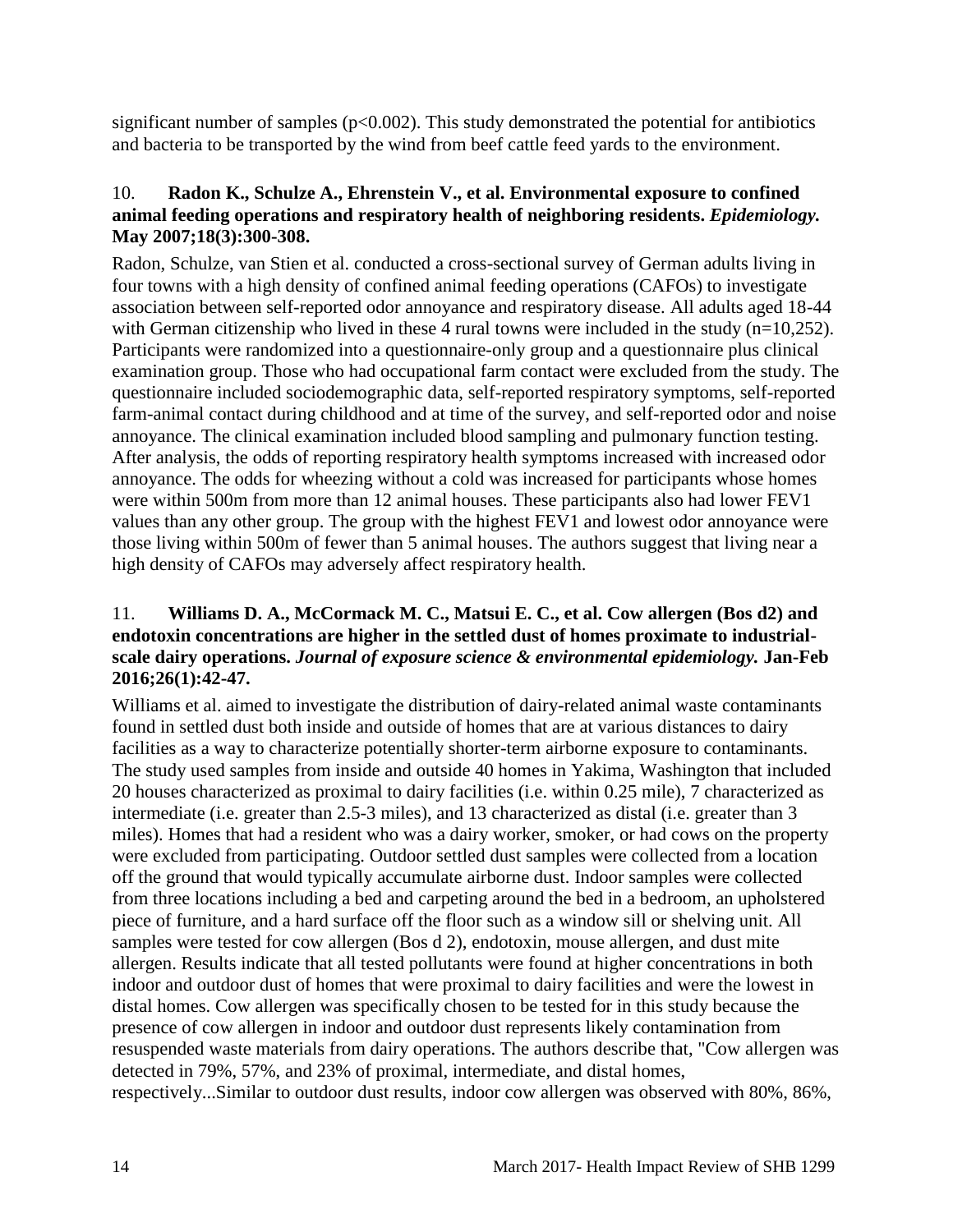significant number of samples ($p<0.002$). This study demonstrated the potential for antibiotics and bacteria to be transported by the wind from beef cattle feed yards to the environment.

10. **Radon K., Schulze A., Ehrenstein V., et al. Environmental exposure to confined animal feeding operations and respiratory health of neighboring residents. *Epidemiology.* May 2007;18(3):300-308.**

Radon, Schulze, van Stien et al. conducted a cross-sectional survey of German adults living in four towns with a high density of confined animal feeding operations (CAFOs) to investigate association between self-reported odor annoyance and respiratory disease. All adults aged 18-44 with German citizenship who lived in these 4 rural towns were included in the study (n=10,252). Participants were randomized into a questionnaire-only group and a questionnaire plus clinical examination group. Those who had occupational farm contact were excluded from the study. The questionnaire included sociodemographic data, self-reported respiratory symptoms, self-reported farm-animal contact during childhood and at time of the survey, and self-reported odor and noise annoyance. The clinical examination included blood sampling and pulmonary function testing. After analysis, the odds of reporting respiratory health symptoms increased with increased odor annoyance. The odds for wheezing without a cold was increased for participants whose homes were within 500m from more than 12 animal houses. These participants also had lower FEV1 values than any other group. The group with the highest FEV1 and lowest odor annoyance were those living within 500m of fewer than 5 animal houses. The authors suggest that living near a high density of CAFOs may adversely affect respiratory health.

11. **Williams D. A., McCormack M. C., Matsui E. C., et al. Cow allergen (Bos d2) and endotoxin concentrations are higher in the settled dust of homes proximate to industrial-scale dairy operations. *Journal of exposure science & environmental epidemiology.* Jan-Feb 2016;26(1):42-47.**

Williams et al. aimed to investigate the distribution of dairy-related animal waste contaminants found in settled dust both inside and outside of homes that are at various distances to dairy facilities as a way to characterize potentially shorter-term airborne exposure to contaminants. The study used samples from inside and outside 40 homes in Yakima, Washington that included 20 houses characterized as proximal to dairy facilities (i.e. within 0.25 mile), 7 characterized as intermediate (i.e. greater than 2.5-3 miles), and 13 characterized as distal (i.e. greater than 3 miles). Homes that had a resident who was a dairy worker, smoker, or had cows on the property were excluded from participating. Outdoor settled dust samples were collected from a location off the ground that would typically accumulate airborne dust. Indoor samples were collected from three locations including a bed and carpeting around the bed in a bedroom, an upholstered piece of furniture, and a hard surface off the floor such as a window sill or shelving unit. All samples were tested for cow allergen (Bos d 2), endotoxin, mouse allergen, and dust mite allergen. Results indicate that all tested pollutants were found at higher concentrations in both indoor and outdoor dust of homes that were proximal to dairy facilities and were the lowest in distal homes. Cow allergen was specifically chosen to be tested for in this study because the presence of cow allergen in indoor and outdoor dust represents likely contamination from resuspended waste materials from dairy operations. The authors describe that, "Cow allergen was detected in 79%, 57%, and 23% of proximal, intermediate, and distal homes, respectively...Similar to outdoor dust results, indoor cow allergen was observed with 80%, 86%,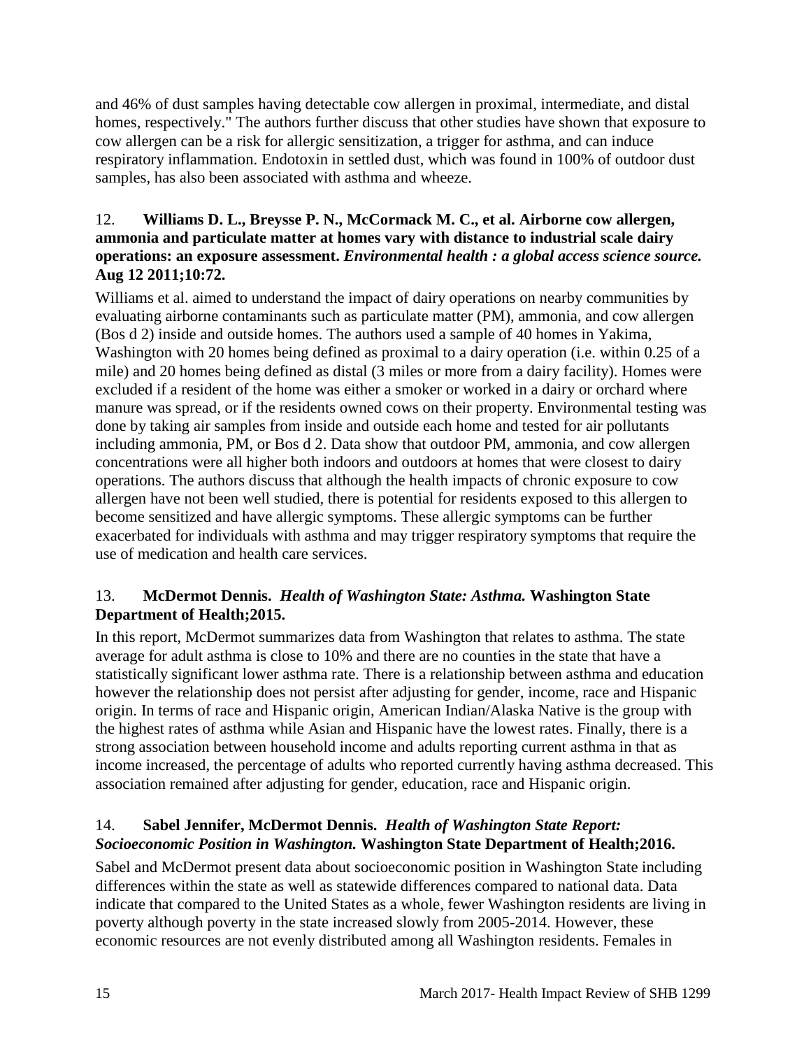and 46% of dust samples having detectable cow allergen in proximal, intermediate, and distal homes, respectively." The authors further discuss that other studies have shown that exposure to cow allergen can be a risk for allergic sensitization, a trigger for asthma, and can induce respiratory inflammation. Endotoxin in settled dust, which was found in 100% of outdoor dust samples, has also been associated with asthma and wheeze.

12. **Williams D. L., Breysse P. N., McCormack M. C., et al. Airborne cow allergen, ammonia and particulate matter at homes vary with distance to industrial scale dairy operations: an exposure assessment.** ***Environmental health : a global access science source.*** **Aug 12 2011;10:72.**

Williams et al. aimed to understand the impact of dairy operations on nearby communities by evaluating airborne contaminants such as particulate matter (PM), ammonia, and cow allergen (Bos d 2) inside and outside homes. The authors used a sample of 40 homes in Yakima, Washington with 20 homes being defined as proximal to a dairy operation (i.e. within 0.25 of a mile) and 20 homes being defined as distal (3 miles or more from a dairy facility). Homes were excluded if a resident of the home was either a smoker or worked in a dairy or orchard where manure was spread, or if the residents owned cows on their property. Environmental testing was done by taking air samples from inside and outside each home and tested for air pollutants including ammonia, PM, or Bos d 2. Data show that outdoor PM, ammonia, and cow allergen concentrations were all higher both indoors and outdoors at homes that were closest to dairy operations. The authors discuss that although the health impacts of chronic exposure to cow allergen have not been well studied, there is potential for residents exposed to this allergen to become sensitized and have allergic symptoms. These allergic symptoms can be further exacerbated for individuals with asthma and may trigger respiratory symptoms that require the use of medication and health care services.

13. **McDermot Dennis.** ***Health of Washington State: Asthma.*** **Washington State Department of Health;2015.**

In this report, McDermot summarizes data from Washington that relates to asthma. The state average for adult asthma is close to 10% and there are no counties in the state that have a statistically significant lower asthma rate. There is a relationship between asthma and education however the relationship does not persist after adjusting for gender, income, race and Hispanic origin. In terms of race and Hispanic origin, American Indian/Alaska Native is the group with the highest rates of asthma while Asian and Hispanic have the lowest rates. Finally, there is a strong association between household income and adults reporting current asthma in that as income increased, the percentage of adults who reported currently having asthma decreased. This association remained after adjusting for gender, education, race and Hispanic origin.

14. **Sabel Jennifer, McDermot Dennis.** ***Health of Washington State Report: Socioeconomic Position in Washington.*** **Washington State Department of Health;2016.**

Sabel and McDermot present data about socioeconomic position in Washington State including differences within the state as well as statewide differences compared to national data. Data indicate that compared to the United States as a whole, fewer Washington residents are living in poverty although poverty in the state increased slowly from 2005-2014. However, these economic resources are not evenly distributed among all Washington residents. Females in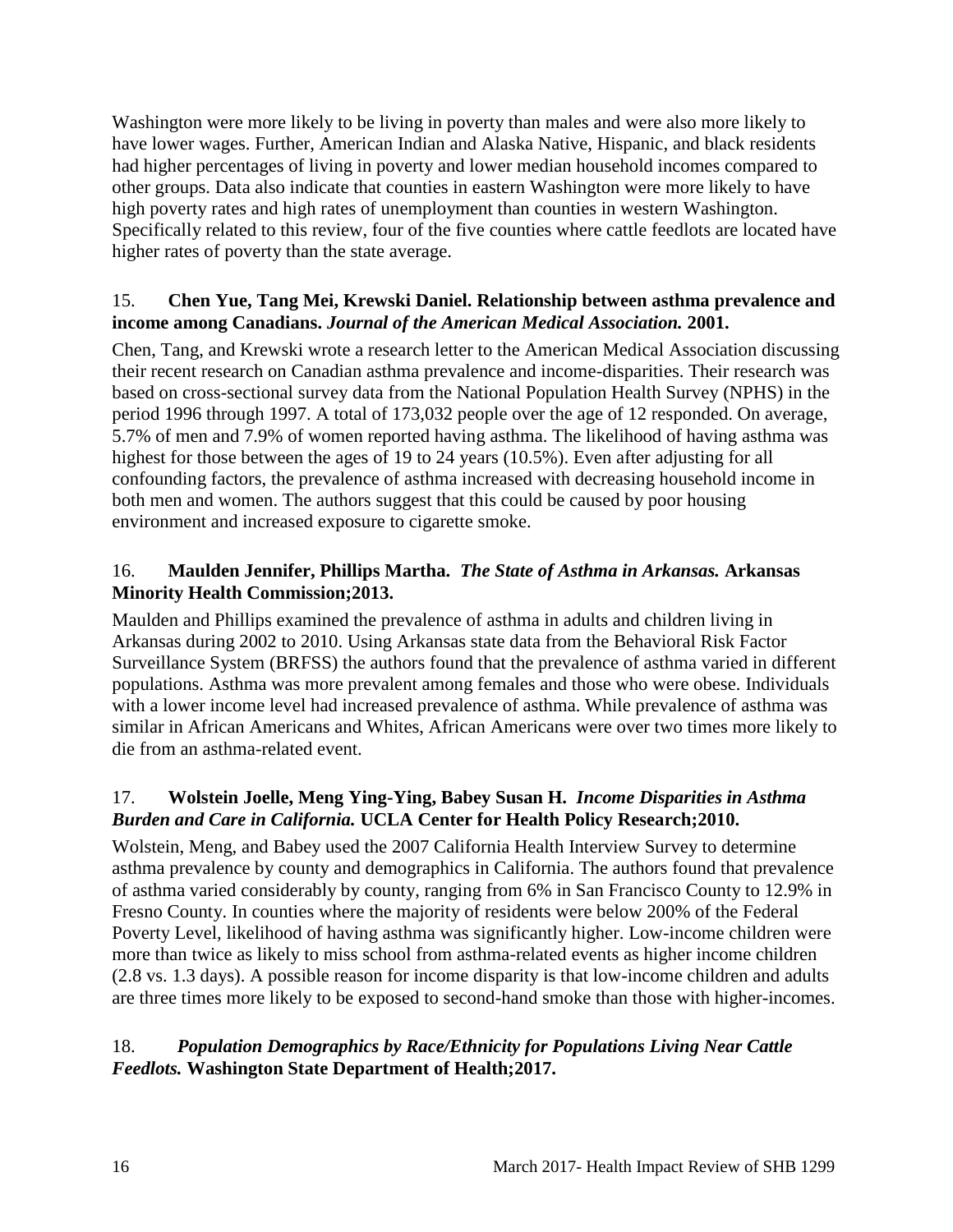Washington were more likely to be living in poverty than males and were also more likely to have lower wages. Further, American Indian and Alaska Native, Hispanic, and black residents had higher percentages of living in poverty and lower median household incomes compared to other groups. Data also indicate that counties in eastern Washington were more likely to have high poverty rates and high rates of unemployment than counties in western Washington. Specifically related to this review, four of the five counties where cattle feedlots are located have higher rates of poverty than the state average.

15. **Chen Yue, Tang Mei, Krewski Daniel. Relationship between asthma prevalence and income among Canadians.** ***Journal of the American Medical Association.*** **2001.**

Chen, Tang, and Krewski wrote a research letter to the American Medical Association discussing their recent research on Canadian asthma prevalence and income-disparities. Their research was based on cross-sectional survey data from the National Population Health Survey (NPHS) in the period 1996 through 1997. A total of 173,032 people over the age of 12 responded. On average, 5.7% of men and 7.9% of women reported having asthma. The likelihood of having asthma was highest for those between the ages of 19 to 24 years (10.5%). Even after adjusting for all confounding factors, the prevalence of asthma increased with decreasing household income in both men and women. The authors suggest that this could be caused by poor housing environment and increased exposure to cigarette smoke.

16. **Maulden Jennifer, Phillips Martha.** ***The State of Asthma in Arkansas.*** **Arkansas Minority Health Commission;2013.**

Maulden and Phillips examined the prevalence of asthma in adults and children living in Arkansas during 2002 to 2010. Using Arkansas state data from the Behavioral Risk Factor Surveillance System (BRFSS) the authors found that the prevalence of asthma varied in different populations. Asthma was more prevalent among females and those who were obese. Individuals with a lower income level had increased prevalence of asthma. While prevalence of asthma was similar in African Americans and Whites, African Americans were over two times more likely to die from an asthma-related event.

17. **Wolstein Joelle, Meng Ying-Ying, Babey Susan H.** ***Income Disparities in Asthma Burden and Care in California.*** **UCLA Center for Health Policy Research;2010.**

Wolstein, Meng, and Babey used the 2007 California Health Interview Survey to determine asthma prevalence by county and demographics in California. The authors found that prevalence of asthma varied considerably by county, ranging from 6% in San Francisco County to 12.9% in Fresno County. In counties where the majority of residents were below 200% of the Federal Poverty Level, likelihood of having asthma was significantly higher. Low-income children were more than twice as likely to miss school from asthma-related events as higher income children (2.8 vs. 1.3 days). A possible reason for income disparity is that low-income children and adults are three times more likely to be exposed to second-hand smoke than those with higher-incomes.

18. ***Population Demographics by Race/Ethnicity for Populations Living Near Cattle Feedlots.*** **Washington State Department of Health;2017.**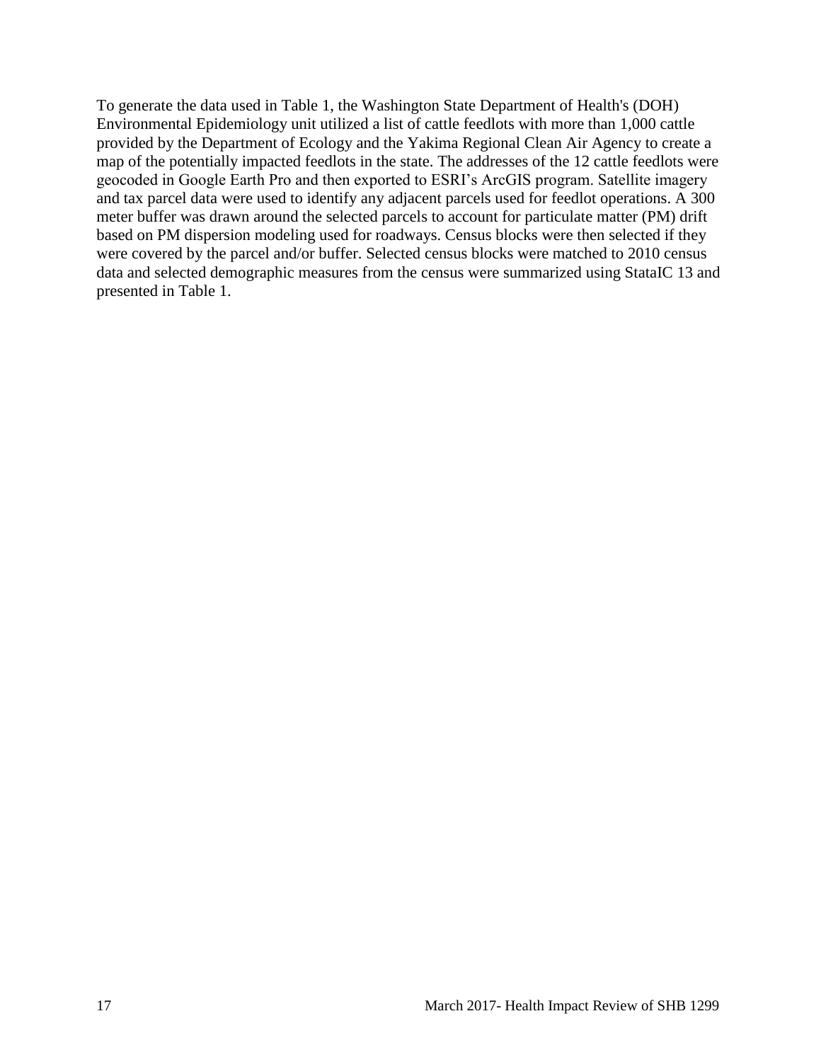To generate the data used in Table 1, the Washington State Department of Health's (DOH) Environmental Epidemiology unit utilized a list of cattle feedlots with more than 1,000 cattle provided by the Department of Ecology and the Yakima Regional Clean Air Agency to create a map of the potentially impacted feedlots in the state. The addresses of the 12 cattle feedlots were geocoded in Google Earth Pro and then exported to ESRI's ArcGIS program. Satellite imagery and tax parcel data were used to identify any adjacent parcels used for feedlot operations. A 300 meter buffer was drawn around the selected parcels to account for particulate matter (PM) drift based on PM dispersion modeling used for roadways. Census blocks were then selected if they were covered by the parcel and/or buffer. Selected census blocks were matched to 2010 census data and selected demographic measures from the census were summarized using StataIC 13 and presented in Table 1.